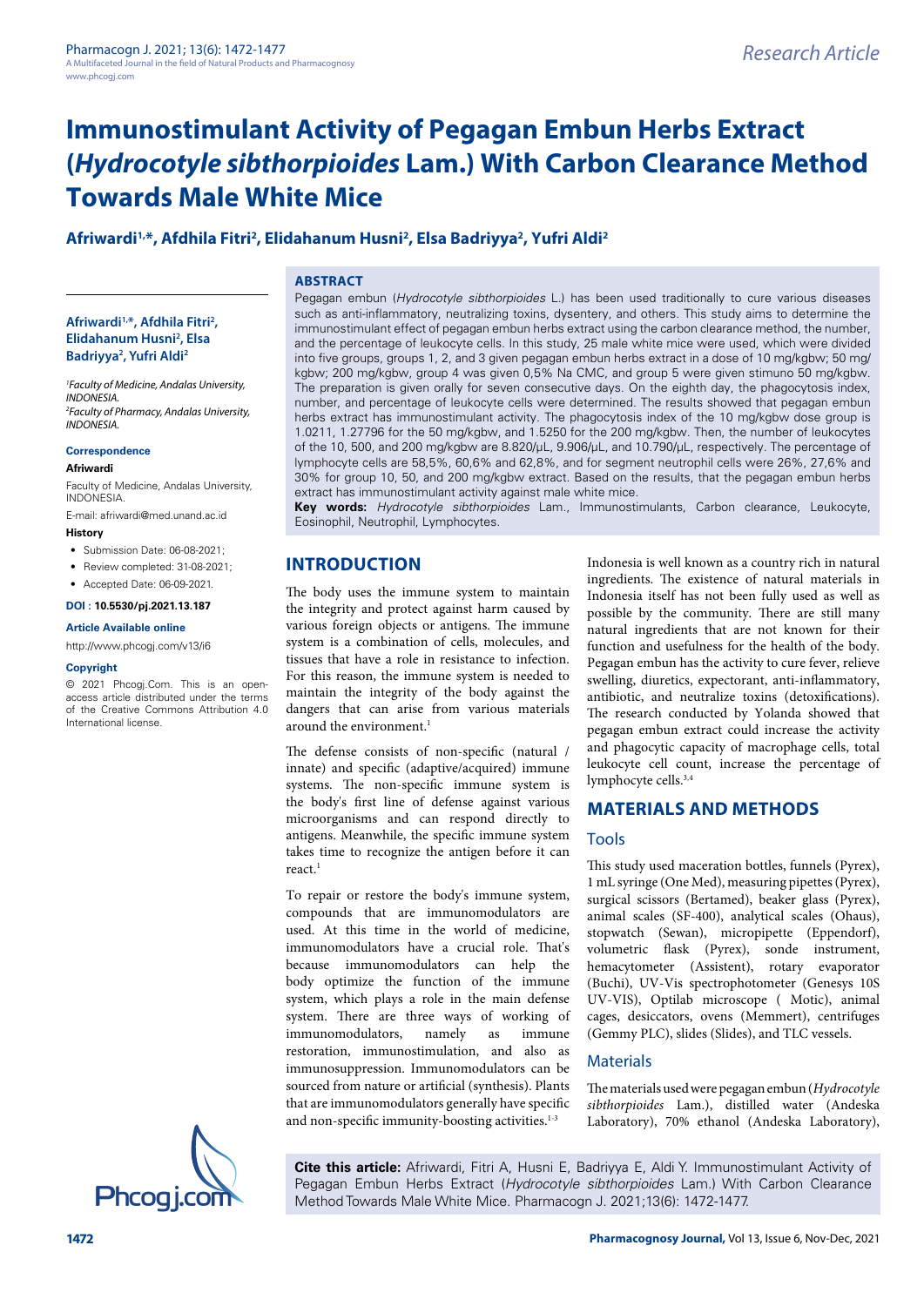Research Article

# Immunostimulant Activity of Pegagan Embun Herbs Extract (*Hydrocotyle sibthorpioides* Lam.) With Carbon Clearance Method Towards Male White Mice

**Afriwardi[1,*], Afdhila Fitri[2], Elidahanum Husni[2], Elsa Badriyya[2], Yufri Aldi[2]**

## ABSTRACT

Pegagan embun (*Hydrocotyle sibthorpioides* L.) has been used traditionally to cure various diseases such as anti-inflammatory, neutralizing toxins, dysentery, and others. This study aims to determine the immunostimulant effect of pegagan embun herbs extract using the carbon clearance method, the number, and the percentage of leukocyte cells. In this study, 25 male white mice were used, which were divided into five groups, groups 1, 2, and 3 given pegagan embun herbs extract in a dose of 10 mg/kgbw; 50 mg/kgbw; 200 mg/kgbw, group 4 was given 0,5% Na CMC, and group 5 were given stimuno 50 mg/kgbw. The preparation is given orally for seven consecutive days. On the eighth day, the phagocytosis index, number, and percentage of leukocyte cells were determined. The results showed that pegagan embun herbs extract has immunostimulant activity. The phagocytosis index of the 10 mg/kgbw dose group is 1.0211, 1.27796 for the 50 mg/kgbw, and 1.5250 for the 200 mg/kgbw. Then, the number of leukocytes of the 10, 500, and 200 mg/kgbw are 8.820/μL, 9.906/μL, and 10.790/μL, respectively. The percentage of lymphocyte cells are 58,5%, 60,6% and 62,8%, and for segment neutrophil cells were 26%, 27,6% and 30% for group 10, 50, and 200 mg/kgbw extract. Based on the results, that the pegagan embun herbs extract has immunostimulant activity against male white mice.

**Key words:** *Hydrocotyle sibthorpioides* Lam., Immunostimulants, Carbon clearance, Leukocyte, Eosinophil, Neutrophil, Lymphocytes.

**Afriwardi[1,*], Afdhila Fitri[2], Elidahanum Husni[2], Elsa Badriyya[2], Yufri Aldi[2]**

*[1]Faculty of Medicine, Andalas University, INDONESIA.*
*[2]Faculty of Pharmacy, Andalas University, INDONESIA.*

**Correspondence**

**Afriwardi**

Faculty of Medicine, Andalas University, INDONESIA.

E-mail: afriwardi@med.unand.ac.id

**History**

- Submission Date: 06-08-2021;
- Review completed: 31-08-2021;
- Accepted Date: 06-09-2021.

**DOI : 10.5530/pj.2021.13.187**

**Article Available online**

http://www.phcogj.com/v13/i6

**Copyright**

© 2021 Phcogj.Com. This is an open-access article distributed under the terms of the Creative Commons Attribution 4.0 International license.

## INTRODUCTION

The body uses the immune system to maintain the integrity and protect against harm caused by various foreign objects or antigens. The immune system is a combination of cells, molecules, and tissues that have a role in resistance to infection. For this reason, the immune system is needed to maintain the integrity of the body against the dangers that can arise from various materials around the environment.[1]

The defense consists of non-specific (natural / innate) and specific (adaptive/acquired) immune systems. The non-specific immune system is the body's first line of defense against various microorganisms and can respond directly to antigens. Meanwhile, the specific immune system takes time to recognize the antigen before it can react.[1]

To repair or restore the body's immune system, compounds that are immunomodulators are used. At this time in the world of medicine, immunomodulators have a crucial role. That's because immunomodulators can help the body optimize the function of the immune system, which plays a role in the main defense system. There are three ways of working of immunomodulators, namely as immune restoration, immunostimulation, and also as immunosuppression. Immunomodulators can be sourced from nature or artificial (synthesis). Plants that are immunomodulators generally have specific and non-specific immunity-boosting activities.[1-3]

Indonesia is well known as a country rich in natural ingredients. The existence of natural materials in Indonesia itself has not been fully used as well as possible by the community. There are still many natural ingredients that are not known for their function and usefulness for the health of the body. Pegagan embun has the activity to cure fever, relieve swelling, diuretics, expectorant, anti-inflammatory, antibiotic, and neutralize toxins (detoxifications). The research conducted by Yolanda showed that pegagan embun extract could increase the activity and phagocytic capacity of macrophage cells, total leukocyte cell count, increase the percentage of lymphocyte cells.[3,4]

## MATERIALS AND METHODS

### Tools

This study used maceration bottles, funnels (Pyrex), 1 mL syringe (One Med), measuring pipettes (Pyrex), surgical scissors (Bertamed), beaker glass (Pyrex), animal scales (SF-400), analytical scales (Ohaus), stopwatch (Sewan), micropipette (Eppendorf), volumetric flask (Pyrex), sonde instrument, hemacytometer (Assistent), rotary evaporator (Buchi), UV-Vis spectrophotometer (Genesys 10S UV-VIS), Optilab microscope ( Motic), animal cages, desiccators, ovens (Memmert), centrifuges (Gemmy PLC), slides (Slides), and TLC vessels.

### Materials

The materials used were pegagan embun (*Hydrocotyle sibthorpioides* Lam.), distilled water (Andeska Laboratory), 70% ethanol (Andeska Laboratory),

**Cite this article:** Afriwardi, Fitri A, Husni E, Badriyya E, Aldi Y. Immunostimulant Activity of Pegagan Embun Herbs Extract (*Hydrocotyle sibthorpioides* Lam.) With Carbon Clearance Method Towards Male White Mice. Pharmacogn J. 2021;13(6): 1472-1477.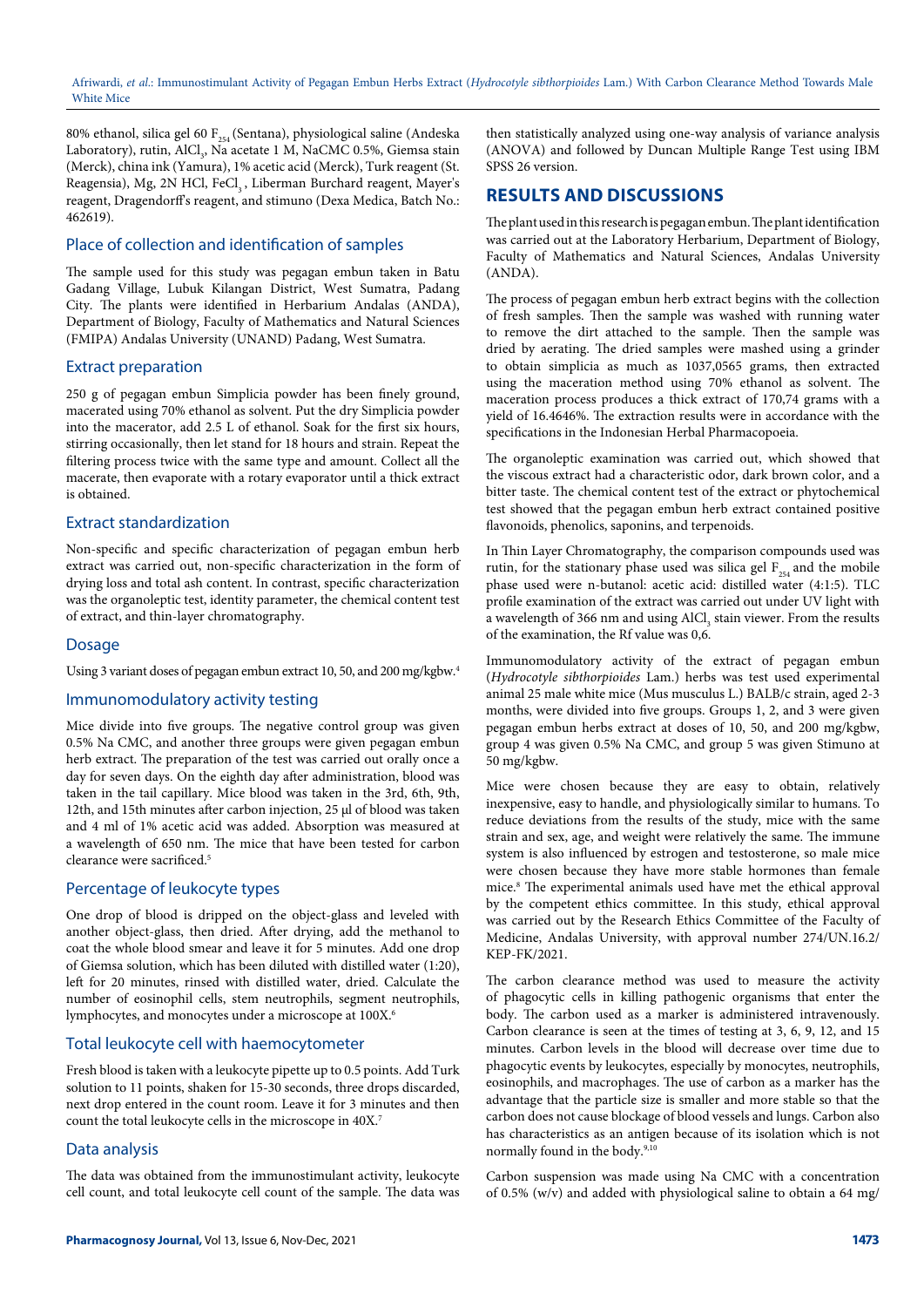80% ethanol, silica gel 60 $F_{254}$ (Sentana), physiological saline (Andeska Laboratory), rutin, $AlCl_3$, Na acetate 1 M, NaCMC 0.5%, Giemsa stain (Merck), china ink (Yamura), 1% acetic acid (Merck), Turk reagent (St. Reagensia), Mg, 2N HCl, $FeCl_3$, Liberman Burchard reagent, Mayer's reagent, Dragendorff's reagent, and stimuno (Dexa Medica, Batch No.: 462619).

### Place of collection and identification of samples

The sample used for this study was pegagan embun taken in Batu Gadang Village, Lubuk Kilangan District, West Sumatra, Padang City. The plants were identified in Herbarium Andalas (ANDA), Department of Biology, Faculty of Mathematics and Natural Sciences (FMIPA) Andalas University (UNAND) Padang, West Sumatra.

### Extract preparation

250 g of pegagan embun Simplicia powder has been finely ground, macerated using 70% ethanol as solvent. Put the dry Simplicia powder into the macerator, add 2.5 L of ethanol. Soak for the first six hours, stirring occasionally, then let stand for 18 hours and strain. Repeat the filtering process twice with the same type and amount. Collect all the macerate, then evaporate with a rotary evaporator until a thick extract is obtained.

### Extract standardization

Non-specific and specific characterization of pegagan embun herb extract was carried out, non-specific characterization in the form of drying loss and total ash content. In contrast, specific characterization was the organoleptic test, identity parameter, the chemical content test of extract, and thin-layer chromatography.

### Dosage

Using 3 variant doses of pegagan embun extract 10, 50, and 200 mg/kgbw.[4]

### Immunomodulatory activity testing

Mice divide into five groups. The negative control group was given 0.5% Na CMC, and another three groups were given pegagan embun herb extract. The preparation of the test was carried out orally once a day for seven days. On the eighth day after administration, blood was taken in the tail capillary. Mice blood was taken in the 3rd, 6th, 9th, 12th, and 15th minutes after carbon injection, 25 µl of blood was taken and 4 ml of 1% acetic acid was added. Absorption was measured at a wavelength of 650 nm. The mice that have been tested for carbon clearance were sacrificed.[5]

### Percentage of leukocyte types

One drop of blood is dripped on the object-glass and leveled with another object-glass, then dried. After drying, add the methanol to coat the whole blood smear and leave it for 5 minutes. Add one drop of Giemsa solution, which has been diluted with distilled water (1:20), left for 20 minutes, rinsed with distilled water, dried. Calculate the number of eosinophil cells, stem neutrophils, segment neutrophils, lymphocytes, and monocytes under a microscope at 100X.[6]

### Total leukocyte cell with haemocytometer

Fresh blood is taken with a leukocyte pipette up to 0.5 points. Add Turk solution to 11 points, shaken for 15-30 seconds, three drops discarded, next drop entered in the count room. Leave it for 3 minutes and then count the total leukocyte cells in the microscope in 40X.[7]

### Data analysis

The data was obtained from the immunostimulant activity, leukocyte cell count, and total leukocyte cell count of the sample. The data was then statistically analyzed using one-way analysis of variance analysis (ANOVA) and followed by Duncan Multiple Range Test using IBM SPSS 26 version.

## RESULTS AND DISCUSSIONS

The plant used in this research is pegagan embun. The plant identification was carried out at the Laboratory Herbarium, Department of Biology, Faculty of Mathematics and Natural Sciences, Andalas University (ANDA).

The process of pegagan embun herb extract begins with the collection of fresh samples. Then the sample was washed with running water to remove the dirt attached to the sample. Then the sample was dried by aerating. The dried samples were mashed using a grinder to obtain simplicia as much as 1037,0565 grams, then extracted using the maceration method using 70% ethanol as solvent. The maceration process produces a thick extract of 170,74 grams with a yield of 16.4646%. The extraction results were in accordance with the specifications in the Indonesian Herbal Pharmacopoeia.

The organoleptic examination was carried out, which showed that the viscous extract had a characteristic odor, dark brown color, and a bitter taste. The chemical content test of the extract or phytochemical test showed that the pegagan embun herb extract contained positive flavonoids, phenolics, saponins, and terpenoids.

In Thin Layer Chromatography, the comparison compounds used was rutin, for the stationary phase used was silica gel $F_{254}$ and the mobile phase used were n-butanol: acetic acid: distilled water (4:1:5). TLC profile examination of the extract was carried out under UV light with a wavelength of 366 nm and using $AlCl_3$ stain viewer. From the results of the examination, the Rf value was 0,6.

Immunomodulatory activity of the extract of pegagan embun (*Hydrocotyle sibthorpioides* Lam.) herbs was test used experimental animal 25 male white mice (Mus musculus L.) BALB/c strain, aged 2-3 months, were divided into five groups. Groups 1, 2, and 3 were given pegagan embun herbs extract at doses of 10, 50, and 200 mg/kgbw, group 4 was given 0.5% Na CMC, and group 5 was given Stimuno at 50 mg/kgbw.

Mice were chosen because they are easy to obtain, relatively inexpensive, easy to handle, and physiologically similar to humans. To reduce deviations from the results of the study, mice with the same strain and sex, age, and weight were relatively the same. The immune system is also influenced by estrogen and testosterone, so male mice were chosen because they have more stable hormones than female mice.[8] The experimental animals used have met the ethical approval by the competent ethics committee. In this study, ethical approval was carried out by the Research Ethics Committee of the Faculty of Medicine, Andalas University, with approval number 274/UN.16.2/KEP-FK/2021.

The carbon clearance method was used to measure the activity of phagocytic cells in killing pathogenic organisms that enter the body. The carbon used as a marker is administered intravenously. Carbon clearance is seen at the times of testing at 3, 6, 9, 12, and 15 minutes. Carbon levels in the blood will decrease over time due to phagocytic events by leukocytes, especially by monocytes, neutrophils, eosinophils, and macrophages. The use of carbon as a marker has the advantage that the particle size is smaller and more stable so that the carbon does not cause blockage of blood vessels and lungs. Carbon also has characteristics as an antigen because of its isolation which is not normally found in the body.[9,10]

Carbon suspension was made using Na CMC with a concentration of 0.5% (w/v) and added with physiological saline to obtain a 64 mg/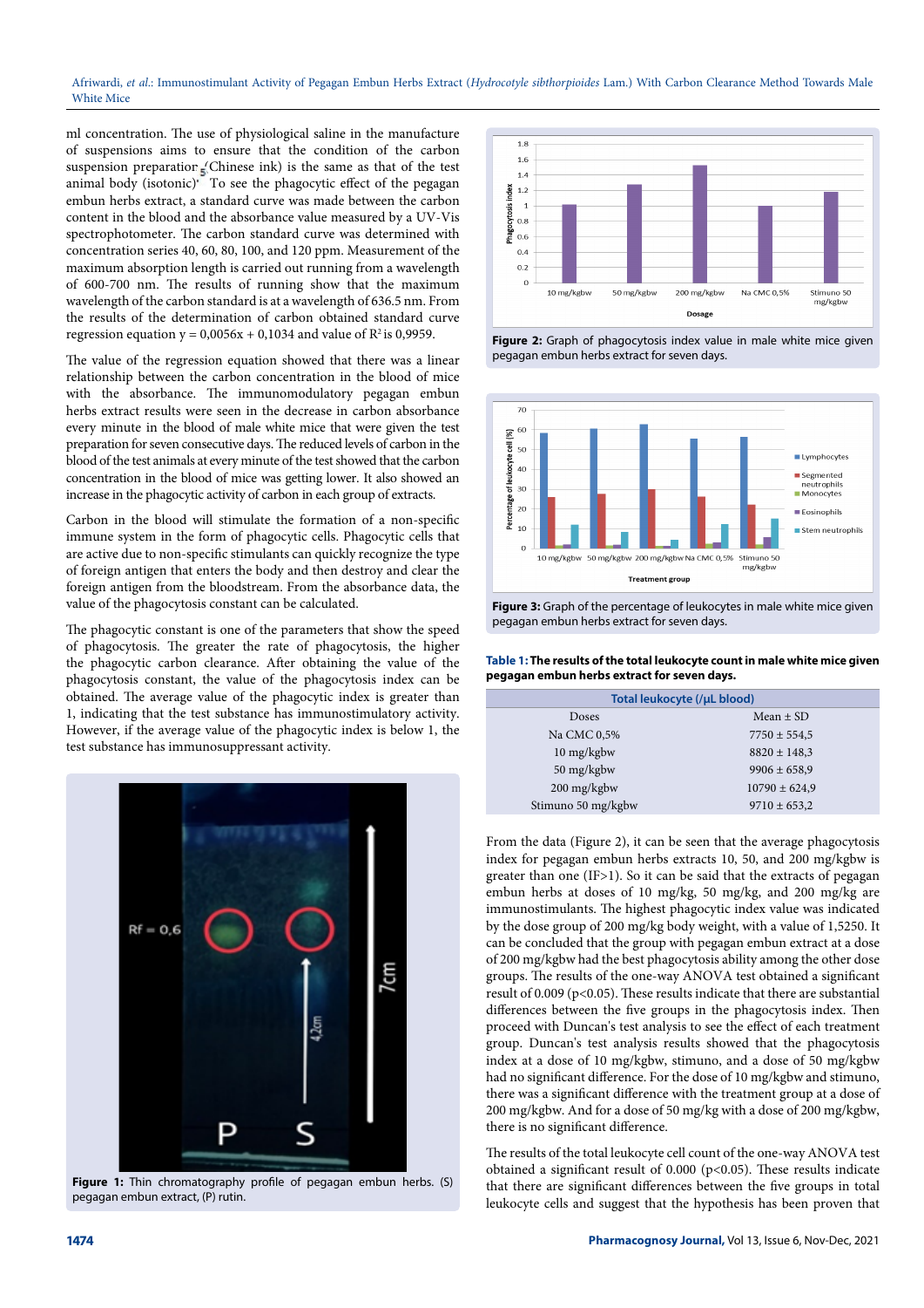ml concentration. The use of physiological saline in the manufacture of suspensions aims to ensure that the condition of the carbon suspension preparation (Chinese ink) is the same as that of the test animal body (isotonic). To see the phagocytic effect of the pegagan embun herbs extract, a standard curve was made between the carbon content in the blood and the absorbance value measured by a UV-Vis spectrophotometer. The carbon standard curve was determined with concentration series 40, 60, 80, 100, and 120 ppm. Measurement of the maximum absorption length is carried out running from a wavelength of 600-700 nm. The results of running show that the maximum wavelength of the carbon standard is at a wavelength of 636.5 nm. From the results of the determination of carbon obtained standard curve regression equation y = 0,0056x + 0,1034 and value of $R^2$ is 0,9959.

The value of the regression equation showed that there was a linear relationship between the carbon concentration in the blood of mice with the absorbance. The immunomodulatory pegagan embun herbs extract results were seen in the decrease in carbon absorbance every minute in the blood of male white mice that were given the test preparation for seven consecutive days. The reduced levels of carbon in the blood of the test animals at every minute of the test showed that the carbon concentration in the blood of mice was getting lower. It also showed an increase in the phagocytic activity of carbon in each group of extracts.

Carbon in the blood will stimulate the formation of a non-specific immune system in the form of phagocytic cells. Phagocytic cells that are active due to non-specific stimulants can quickly recognize the type of foreign antigen that enters the body and then destroy and clear the foreign antigen from the bloodstream. From the absorbance data, the value of the phagocytosis constant can be calculated.

The phagocytic constant is one of the parameters that show the speed of phagocytosis. The greater the rate of phagocytosis, the higher the phagocytic carbon clearance. After obtaining the value of the phagocytosis constant, the value of the phagocytosis index can be obtained. The average value of the phagocytic index is greater than 1, indicating that the test substance has immunostimulatory activity. However, if the average value of the phagocytic index is below 1, the test substance has immunosuppressant activity.

**Figure 1:** Thin chromatography profile of pegagan embun herbs. (S) pegagan embun extract, (P) rutin.

**Figure 2:** Graph of phagocytosis index value in male white mice given pegagan embun herbs extract for seven days.

**Figure 3:** Graph of the percentage of leukocytes in male white mice given pegagan embun herbs extract for seven days.

**Table 1: The results of the total leukocyte count in male white mice given pegagan embun herbs extract for seven days.**

| Total leukocyte (/µL blood) | |
|---|---|
| Doses | Mean ± SD |
| Na CMC 0,5% | 7750 ± 554,5 |
| 10 mg/kgbw | 8820 ± 148,3 |
| 50 mg/kgbw | 9906 ± 658,9 |
| 200 mg/kgbw | 10790 ± 624,9 |
| Stimuno 50 mg/kgbw | 9710 ± 653,2 |

From the data (Figure 2), it can be seen that the average phagocytosis index for pegagan embun herbs extracts 10, 50, and 200 mg/kgbw is greater than one (IF>1). So it can be said that the extracts of pegagan embun herbs at doses of 10 mg/kg, 50 mg/kg, and 200 mg/kg are immunostimulants. The highest phagocytic index value was indicated by the dose group of 200 mg/kg body weight, with a value of 1,5250. It can be concluded that the group with pegagan embun extract at a dose of 200 mg/kgbw had the best phagocytosis ability among the other dose groups. The results of the one-way ANOVA test obtained a significant result of 0.009 ($p<0.05$). These results indicate that there are substantial differences between the five groups in the phagocytosis index. Then proceed with Duncan's test analysis to see the effect of each treatment group. Duncan's test analysis results showed that the phagocytosis index at a dose of 10 mg/kgbw, stimuno, and a dose of 50 mg/kgbw had no significant difference. For the dose of 10 mg/kgbw and stimuno, there was a significant difference with the treatment group at a dose of 200 mg/kgbw. And for a dose of 50 mg/kg with a dose of 200 mg/kgbw, there is no significant difference.

The results of the total leukocyte cell count of the one-way ANOVA test obtained a significant result of 0.000 ($p<0.05$). These results indicate that there are significant differences between the five groups in total leukocyte cells and suggest that the hypothesis has been proven that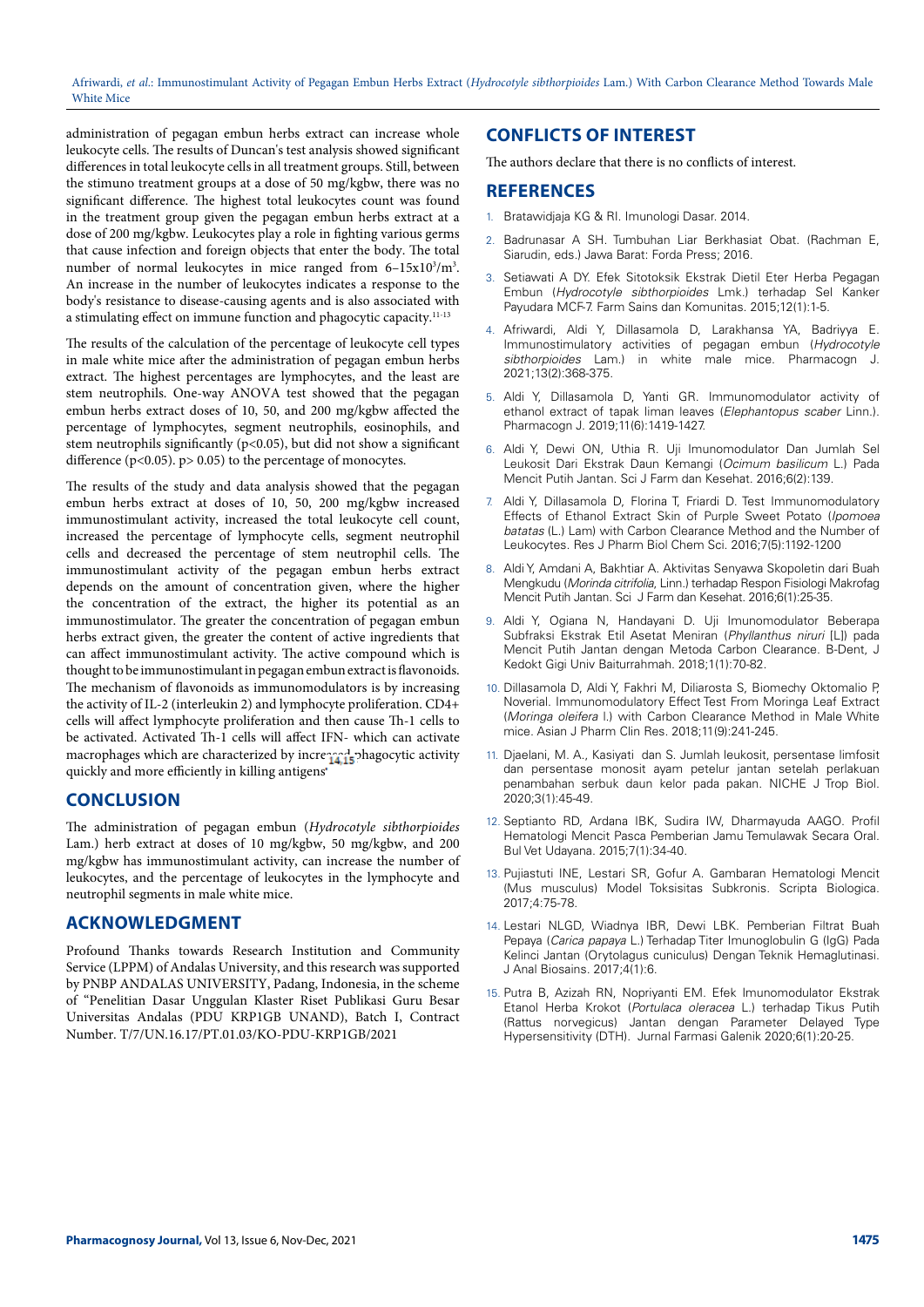administration of pegagan embun herbs extract can increase whole leukocyte cells. The results of Duncan's test analysis showed significant differences in total leukocyte cells in all treatment groups. Still, between the stimuno treatment groups at a dose of 50 mg/kgbw, there was no significant difference. The highest total leukocytes count was found in the treatment group given the pegagan embun herbs extract at a dose of 200 mg/kgbw. Leukocytes play a role in fighting various germs that cause infection and foreign objects that enter the body. The total number of normal leukocytes in mice ranged from $6–15x10^3/m^3$. An increase in the number of leukocytes indicates a response to the body's resistance to disease-causing agents and is also associated with a stimulating effect on immune function and phagocytic capacity.[11-13]

The results of the calculation of the percentage of leukocyte cell types in male white mice after the administration of pegagan embun herbs extract. The highest percentages are lymphocytes, and the least are stem neutrophils. One-way ANOVA test showed that the pegagan embun herbs extract doses of 10, 50, and 200 mg/kgbw affected the percentage of lymphocytes, segment neutrophils, eosinophils, and stem neutrophils significantly ($p<0.05$), but did not show a significant difference ($p<0.05$). $p> 0.05$) to the percentage of monocytes.

The results of the study and data analysis showed that the pegagan embun herbs extract at doses of 10, 50, 200 mg/kgbw increased immunostimulant activity, increased the total leukocyte cell count, increased the percentage of lymphocyte cells, segment neutrophil cells and decreased the percentage of stem neutrophil cells. The immunostimulant activity of the pegagan embun herbs extract depends on the amount of concentration given, where the higher the concentration of the extract, the higher its potential as an immunostimulator. The greater the concentration of pegagan embun herbs extract given, the greater the content of active ingredients that can affect immunostimulant activity. The active compound which is thought to be immunostimulant in pegagan embun extract is flavonoids. The mechanism of flavonoids as immunomodulators is by increasing the activity of IL-2 (interleukin 2) and lymphocyte proliferation. CD4+ cells will affect lymphocyte proliferation and then cause Th-1 cells to be activated. Activated Th-1 cells will affect IFN- which can activate macrophages which are characterized by increased phagocytic activity quickly and more efficiently in killing antigens[14,15]

## CONCLUSION

The administration of pegagan embun (*Hydrocotyle sibthorpioides* Lam.) herb extract at doses of 10 mg/kgbw, 50 mg/kgbw, and 200 mg/kgbw has immunostimulant activity, can increase the number of leukocytes, and the percentage of leukocytes in the lymphocyte and neutrophil segments in male white mice.

## ACKNOWLEDGMENT

Profound Thanks towards Research Institution and Community Service (LPPM) of Andalas University, and this research was supported by PNBP ANDALAS UNIVERSITY, Padang, Indonesia, in the scheme of "Penelitian Dasar Unggulan Klaster Riset Publikasi Guru Besar Universitas Andalas (PDU KRP1GB UNAND), Batch I, Contract Number. T/7/UN.16.17/PT.01.03/KO-PDU-KRP1GB/2021

## CONFLICTS OF INTEREST

The authors declare that there is no conflicts of interest.

## REFERENCES

1. Bratawidjaja KG & RI. Imunologi Dasar. 2014.
2. Badrunasar A SH. Tumbuhan Liar Berkhasiat Obat. (Rachman E, Siarudin, eds.) Jawa Barat: Forda Press; 2016.
3. Setiawati A DY. Efek Sitotoksik Ekstrak Dietil Eter Herba Pegagan Embun (*Hydrocotyle sibthorpioides* Lmk.) terhadap Sel Kanker Payudara MCF-7. Farm Sains dan Komunitas. 2015;12(1):1-5.
4. Afriwardi, Aldi Y, Dillasamola D, Larakhansa YA, Badriyya E. Immunostimulatory activities of pegagan embun (*Hydrocotyle sibthorpioides* Lam.) in white male mice. Pharmacogn J. 2021;13(2):368-375.
5. Aldi Y, Dillasamola D, Yanti GR. Immunomodulator activity of ethanol extract of tapak liman leaves (*Elephantopus scaber* Linn.). Pharmacogn J. 2019;11(6):1419-1427.
6. Aldi Y, Dewi ON, Uthia R. Uji Imunomodulator Dan Jumlah Sel Leukosit Dari Ekstrak Daun Kemangi (*Ocimum basilicum* L.) Pada Mencit Putih Jantan. Sci J Farm dan Kesehat. 2016;6(2):139.
7. Aldi Y, Dillasamola D, Florina T, Friardi D. Test Immunomodulatory Effects of Ethanol Extract Skin of Purple Sweet Potato (*Ipomoea batatas* (L.) Lam) with Carbon Clearance Method and the Number of Leukocytes. Res J Pharm Biol Chem Sci. 2016;7(5):1192-1200
8. Aldi Y, Amdani A, Bakhtiar A. Aktivitas Senyawa Skopoletin dari Buah Mengkudu (*Morinda citrifolia*, Linn.) terhadap Respon Fisiologi Makrofag Mencit Putih Jantan. Sci J Farm dan Kesehat. 2016;6(1):25-35.
9. Aldi Y, Ogiana N, Handayani D. Uji Imunomodulator Beberapa Subfraksi Ekstrak Etil Asetat Meniran (*Phyllanthus niruri* [L]) pada Mencit Putih Jantan dengan Metoda Carbon Clearance. B-Dent, J Kedokt Gigi Univ Baiturrahmah. 2018;1(1):70-82.
10. Dillasamola D, Aldi Y, Fakhri M, Diliarosta S, Biomechy Oktomalio P, Noverial. Immunomodulatory Effect Test From Moringa Leaf Extract (*Moringa oleifera* l.) with Carbon Clearance Method in Male White mice. Asian J Pharm Clin Res. 2018;11(9):241-245.
11. Djaelani, M. A., Kasiyati dan S. Jumlah leukosit, persentase limfosit dan persentase monosit ayam petelur jantan setelah perlakuan penambahan serbuk daun kelor pada pakan. NICHE J Trop Biol. 2020;3(1):45-49.
12. Septianto RD, Ardana IBK, Sudira IW, Dharmayuda AAGO. Profil Hematologi Mencit Pasca Pemberian Jamu Temulawak Secara Oral. Bul Vet Udayana. 2015;7(1):34-40.
13. Pujiastuti INE, Lestari SR, Gofur A. Gambaran Hematologi Mencit (Mus musculus) Model Toksisitas Subkronis. Scripta Biologica. 2017;4:75-78.
14. Lestari NLGD, Wiadnya IBR, Dewi LBK. Pemberian Filtrat Buah Pepaya (*Carica papaya* L.) Terhadap Titer Imunoglobulin G (IgG) Pada Kelinci Jantan (Orytolagus cuniculus) Dengan Teknik Hemaglutinasi. J Anal Biosains. 2017;4(1):6.
15. Putra B, Azizah RN, Nopriyanti EM. Efek Imunomodulator Ekstrak Etanol Herba Krokot (*Portulaca oleracea* L.) terhadap Tikus Putih (Rattus norvegicus) Jantan dengan Parameter Delayed Type Hypersensitivity (DTH). Jurnal Farmasi Galenik 2020;6(1):20-25.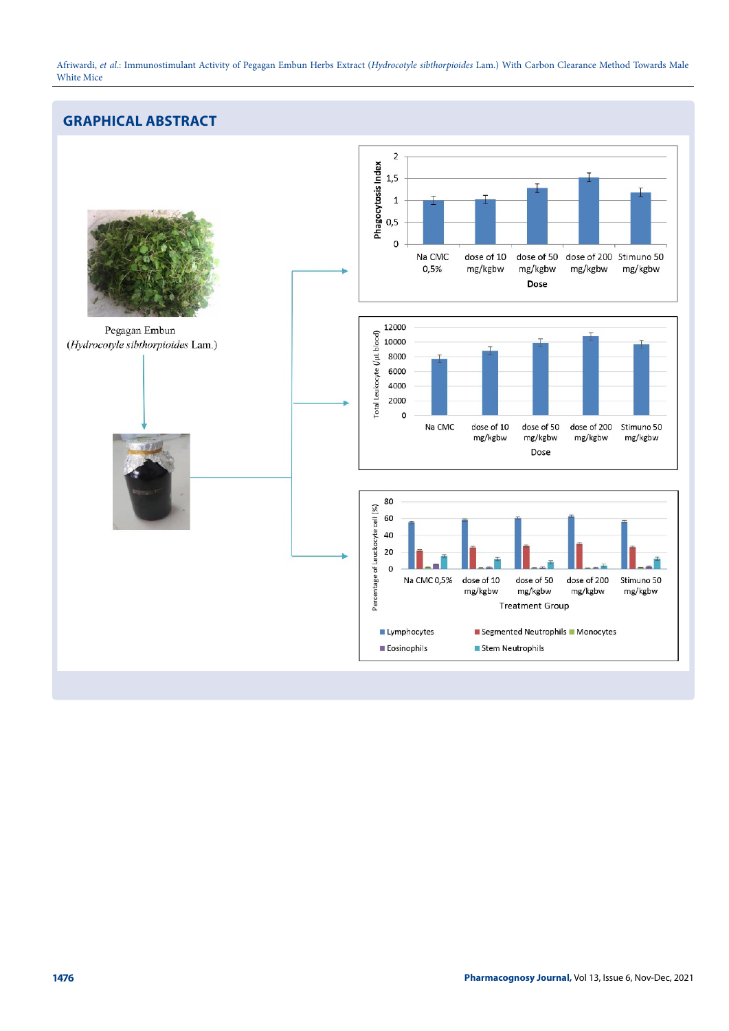## GRAPHICAL ABSTRACT

Pegagan Embun
(*Hydrocotyle sibthorpioides* Lam.)

Phagocytosis Index

Dose: Na CMC 0,5% | dose of 10 mg/kgbw | dose of 50 mg/kgbw | dose of 200 mg/kgbw | Stimuno 50 mg/kgbw

Total Leukocyte (/μl blood)

Dose: Na CMC | dose of 10 mg/kgbw | dose of 50 mg/kgbw | dose of 200 mg/kgbw | Stimuno 50 mg/kgbw

Percentage of Leukocyte cell (%)

Treatment Group: Na CMC 0,5% | dose of 10 mg/kgbw | dose of 50 mg/kgbw | dose of 200 mg/kgbw | Stimuno 50 mg/kgbw

Lymphocytes, Segmented Neutrophils, Monocytes, Eosinophils, Stem Neutrophils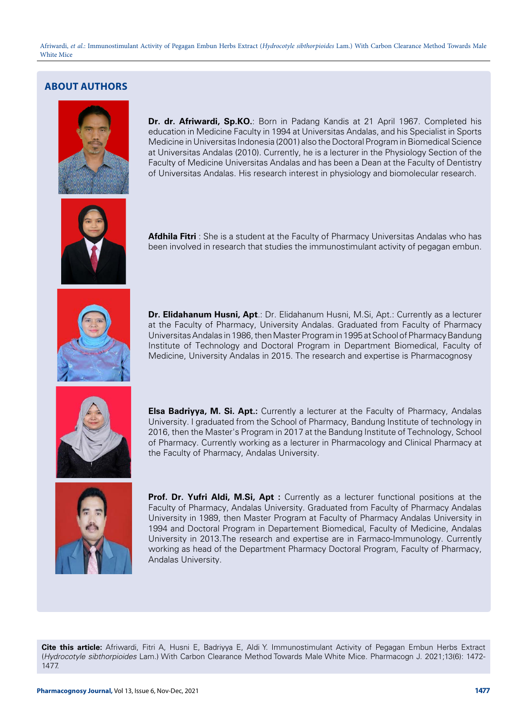## ABOUT AUTHORS

**Dr. dr. Afriwardi, Sp.KO.**: Born in Padang Kandis at 21 April 1967. Completed his education in Medicine Faculty in 1994 at Universitas Andalas, and his Specialist in Sports Medicine in Universitas Indonesia (2001) also the Doctoral Program in Biomedical Science at Universitas Andalas (2010). Currently, he is a lecturer in the Physiology Section of the Faculty of Medicine Universitas Andalas and has been a Dean at the Faculty of Dentistry of Universitas Andalas. His research interest in physiology and biomolecular research.

**Afdhila Fitri** : She is a student at the Faculty of Pharmacy Universitas Andalas who has been involved in research that studies the immunostimulant activity of pegagan embun.

**Dr. Elidahanum Husni, Apt**.: Dr. Elidahanum Husni, M.Si, Apt.: Currently as a lecturer at the Faculty of Pharmacy, University Andalas. Graduated from Faculty of Pharmacy Universitas Andalas in 1986, then Master Program in 1995 at School of Pharmacy Bandung Institute of Technology and Doctoral Program in Department Biomedical, Faculty of Medicine, University Andalas in 2015. The research and expertise is Pharmacognosy

**Elsa Badriyya, M. Si. Apt.:** Currently a lecturer at the Faculty of Pharmacy, Andalas University. I graduated from the School of Pharmacy, Bandung Institute of technology in 2016, then the Master's Program in 2017 at the Bandung Institute of Technology, School of Pharmacy. Currently working as a lecturer in Pharmacology and Clinical Pharmacy at the Faculty of Pharmacy, Andalas University.

**Prof. Dr. Yufri Aldi, M.Si, Apt :** Currently as a lecturer functional positions at the Faculty of Pharmacy, Andalas University. Graduated from Faculty of Pharmacy Andalas University in 1989, then Master Program at Faculty of Pharmacy Andalas University in 1994 and Doctoral Program in Departement Biomedical, Faculty of Medicine, Andalas University in 2013.The research and expertise are in Farmaco-Immunology. Currently working as head of the Department Pharmacy Doctoral Program, Faculty of Pharmacy, Andalas University.

**Cite this article:** Afriwardi, Fitri A, Husni E, Badriyya E, Aldi Y. Immunostimulant Activity of Pegagan Embun Herbs Extract (*Hydrocotyle sibthorpioides* Lam.) With Carbon Clearance Method Towards Male White Mice. Pharmacogn J. 2021;13(6): 1472-1477.